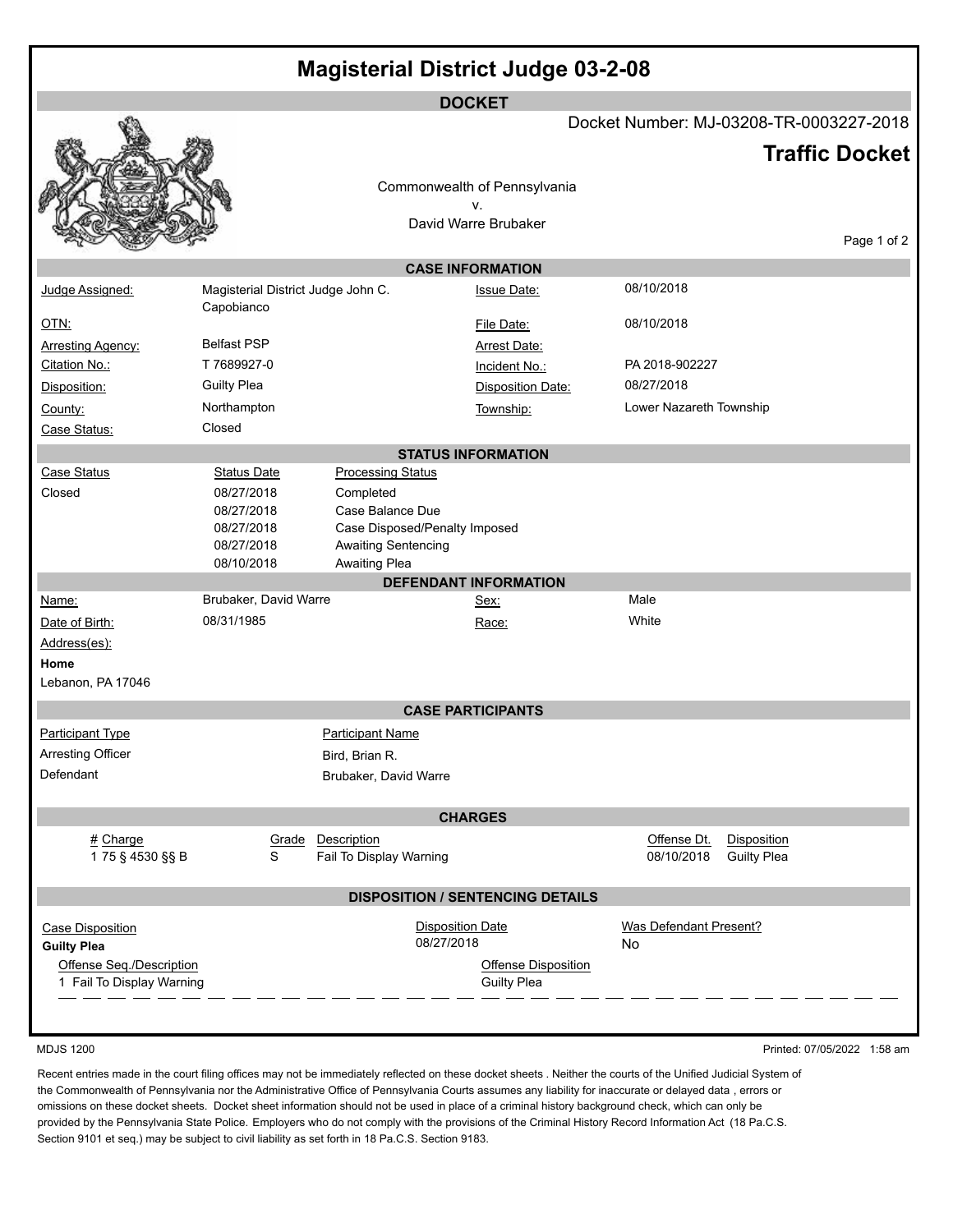# Magisterial District Judge 03-2-08

## DOCKET

Docket Number: MJ-03208-TR-0003227-2018

**Traffic Docket**

Commonwealth of Pennsylvania
v.
David Warre Brubaker

### CASE INFORMATION

| | | | |
|---|---|---|---|
| Judge Assigned: | Magisterial District Judge John C. Capobianco | Issue Date: | 08/10/2018 |
| OTN: | | File Date: | 08/10/2018 |
| Arresting Agency: | Belfast PSP | Arrest Date: | |
| Citation No.: | T 7689927-0 | Incident No.: | PA 2018-902227 |
| Disposition: | Guilty Plea | Disposition Date: | 08/27/2018 |
| County: | Northampton | Township: | Lower Nazareth Township |
| Case Status: | Closed | | |

### STATUS INFORMATION

| Case Status | Status Date | Processing Status |
|---|---|---|
| Closed | 08/27/2018 | Completed |
| | 08/27/2018 | Case Balance Due |
| | 08/27/2018 | Case Disposed/Penalty Imposed |
| | 08/27/2018 | Awaiting Sentencing |
| | 08/10/2018 | Awaiting Plea |

### DEFENDANT INFORMATION

| | | | |
|---|---|---|---|
| Name: | Brubaker, David Warre | Sex: | Male |
| Date of Birth: | 08/31/1985 | Race: | White |

Address(es):

**Home**
Lebanon, PA 17046

### CASE PARTICIPANTS

| Participant Type | Participant Name |
|---|---|
| Arresting Officer | Bird, Brian R. |
| Defendant | Brubaker, David Warre |

### CHARGES

| # | Charge | Grade | Description | Offense Dt. | Disposition |
|---|---|---|---|---|---|
| 1 | 75 § 4530 §§ B | S | Fail To Display Warning | 08/10/2018 | Guilty Plea |

### DISPOSITION / SENTENCING DETAILS

| Case Disposition | Disposition Date | Was Defendant Present? |
|---|---|---|
| **Guilty Plea** | 08/27/2018 | No |

| Offense Seq./Description | Offense Disposition |
|---|---|
| 1 Fail To Display Warning | Guilty Plea |

MDJS 1200

Printed: 07/05/2022 1:58 am

Recent entries made in the court filing offices may not be immediately reflected on these docket sheets . Neither the courts of the Unified Judicial System of the Commonwealth of Pennsylvania nor the Administrative Office of Pennsylvania Courts assumes any liability for inaccurate or delayed data , errors or omissions on these docket sheets. Docket sheet information should not be used in place of a criminal history background check, which can only be provided by the Pennsylvania State Police. Employers who do not comply with the provisions of the Criminal History Record Information Act (18 Pa.C.S. Section 9101 et seq.) may be subject to civil liability as set forth in 18 Pa.C.S. Section 9183.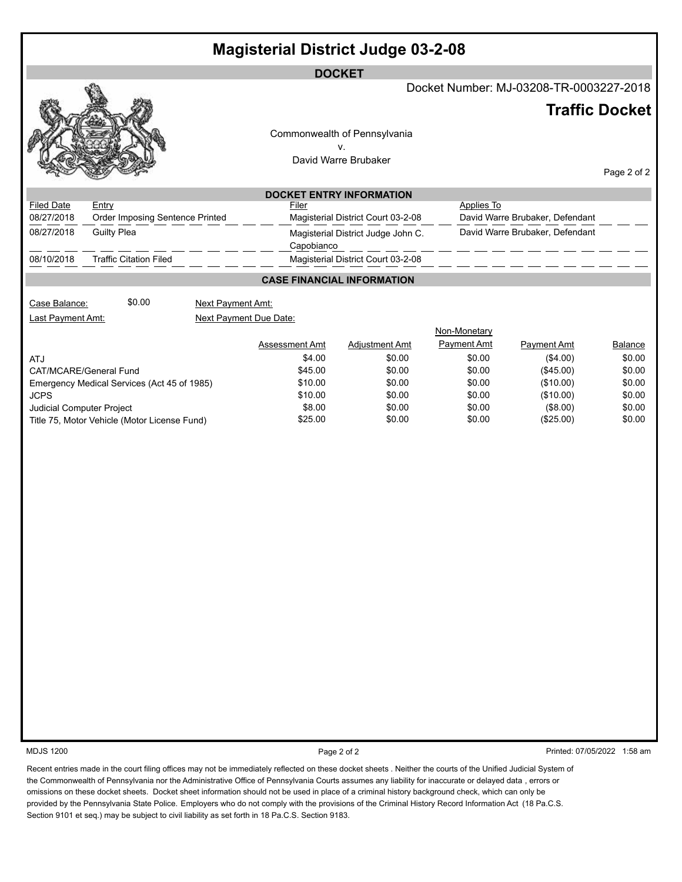# Magisterial District Judge 03-2-08

## DOCKET

Docket Number: MJ-03208-TR-0003227-2018

**Traffic Docket**

Commonwealth of Pennsylvania
v.
David Warre Brubaker

### DOCKET ENTRY INFORMATION

| Filed Date | Entry | Filer | Applies To |
|---|---|---|---|
| 08/27/2018 | Order Imposing Sentence Printed | Magisterial District Court 03-2-08 | David Warre Brubaker, Defendant |
| 08/27/2018 | Guilty Plea | Magisterial District Judge John C. Capobianco | David Warre Brubaker, Defendant |
| 08/10/2018 | Traffic Citation Filed | Magisterial District Court 03-2-08 | |

### CASE FINANCIAL INFORMATION

Case Balance: $0.00  Next Payment Amt:

Last Payment Amt:  Next Payment Due Date:

| | Assessment Amt | Adjustment Amt | Non-Monetary Payment Amt | Payment Amt | Balance |
|---|---|---|---|---|---|
| ATJ | $4.00 | $0.00 | $0.00 | ($4.00) | $0.00 |
| CAT/MCARE/General Fund | $45.00 | $0.00 | $0.00 | ($45.00) | $0.00 |
| Emergency Medical Services (Act 45 of 1985) | $10.00 | $0.00 | $0.00 | ($10.00) | $0.00 |
| JCPS | $10.00 | $0.00 | $0.00 | ($10.00) | $0.00 |
| Judicial Computer Project | $8.00 | $0.00 | $0.00 | ($8.00) | $0.00 |
| Title 75, Motor Vehicle (Motor License Fund) | $25.00 | $0.00 | $0.00 | ($25.00) | $0.00 |

MDJS 1200

Printed: 07/05/2022 1:58 am

Recent entries made in the court filing offices may not be immediately reflected on these docket sheets . Neither the courts of the Unified Judicial System of the Commonwealth of Pennsylvania nor the Administrative Office of Pennsylvania Courts assumes any liability for inaccurate or delayed data , errors or omissions on these docket sheets. Docket sheet information should not be used in place of a criminal history background check, which can only be provided by the Pennsylvania State Police. Employers who do not comply with the provisions of the Criminal History Record Information Act (18 Pa.C.S. Section 9101 et seq.) may be subject to civil liability as set forth in 18 Pa.C.S. Section 9183.